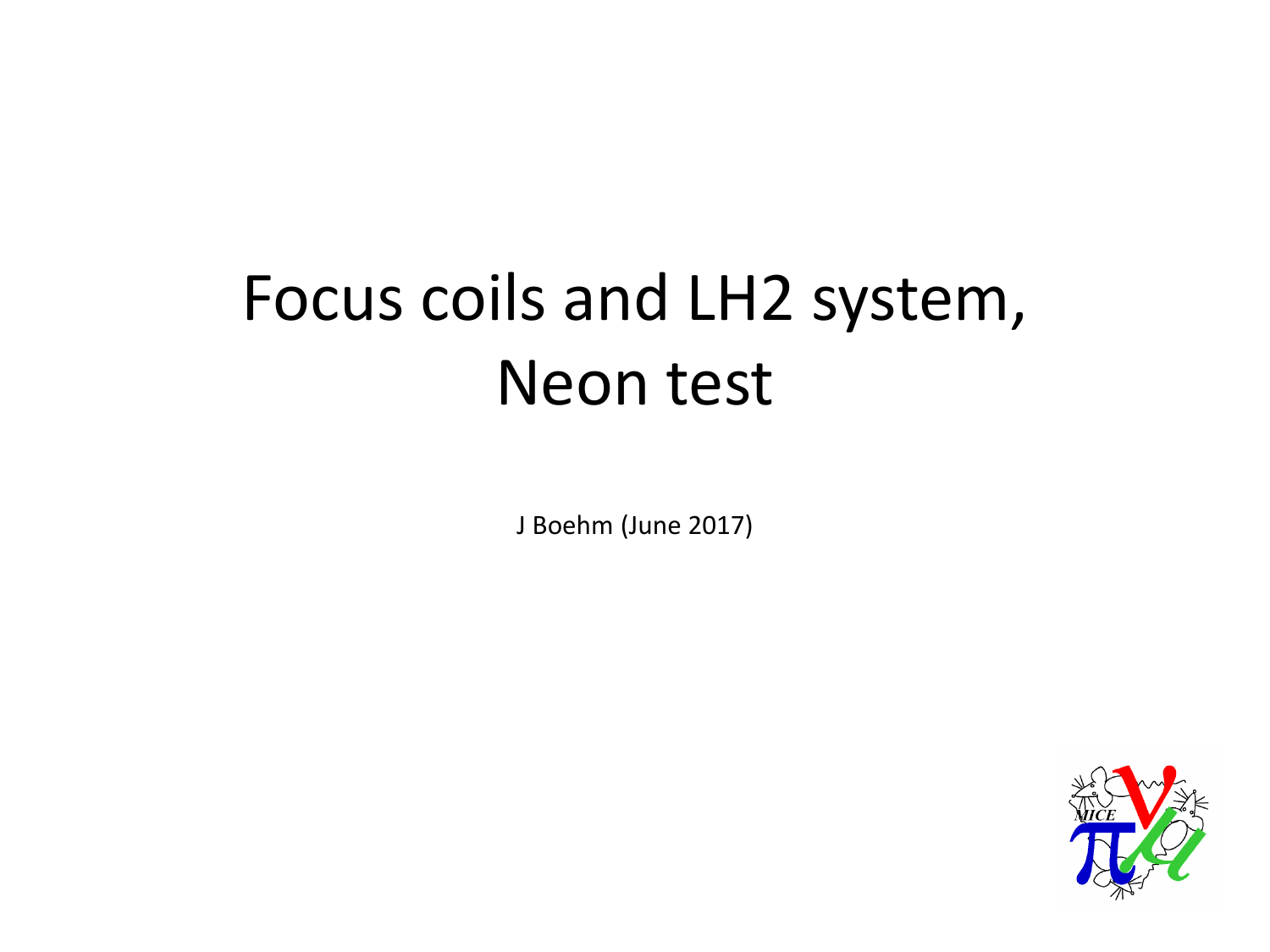# Focus coils and LH2 system, Neon test

J Boehm (June 2017)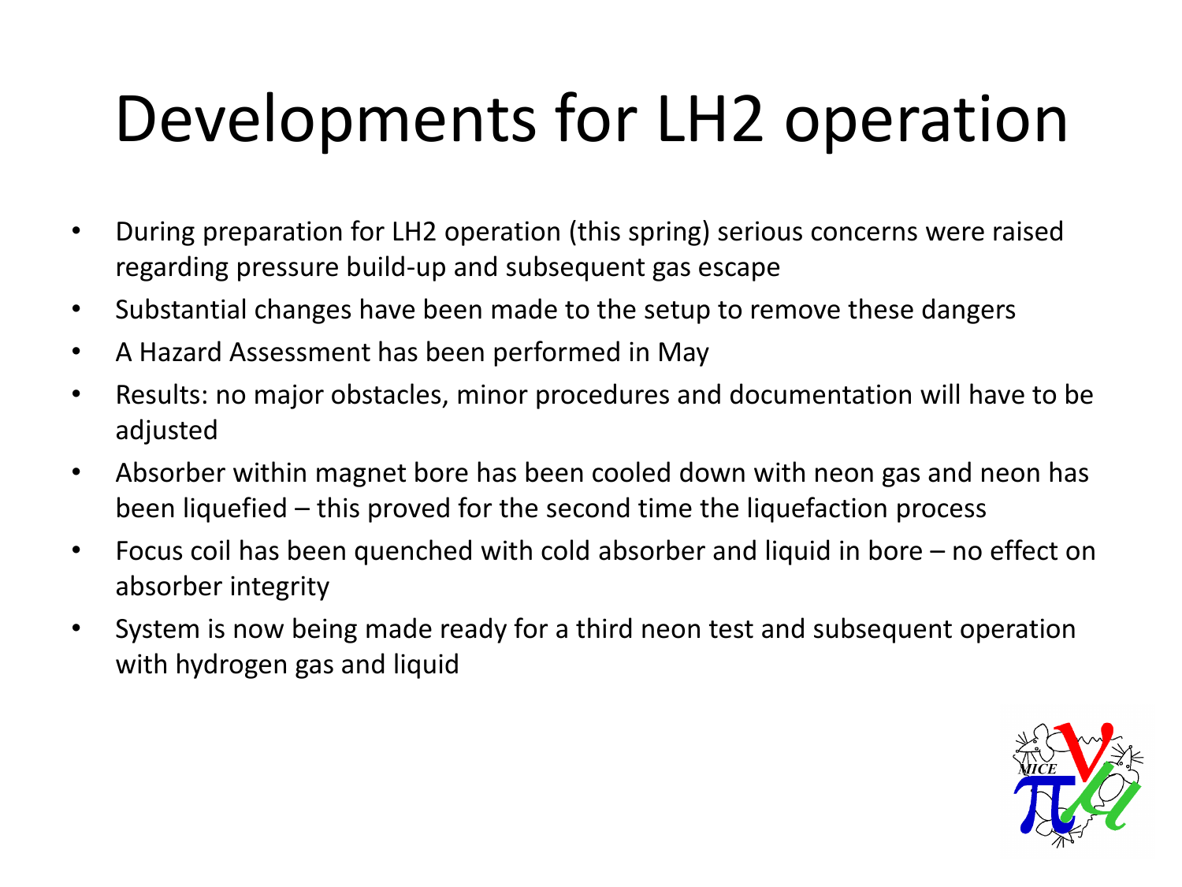# Developments for LH2 operation

- During preparation for LH2 operation (this spring) serious concerns were raised regarding pressure build-up and subsequent gas escape
- Substantial changes have been made to the setup to remove these dangers
- A Hazard Assessment has been performed in May
- Results: no major obstacles, minor procedures and documentation will have to be adjusted
- Absorber within magnet bore has been cooled down with neon gas and neon has been liquefied – this proved for the second time the liquefaction process
- Focus coil has been quenched with cold absorber and liquid in bore – no effect on absorber integrity
- System is now being made ready for a third neon test and subsequent operation with hydrogen gas and liquid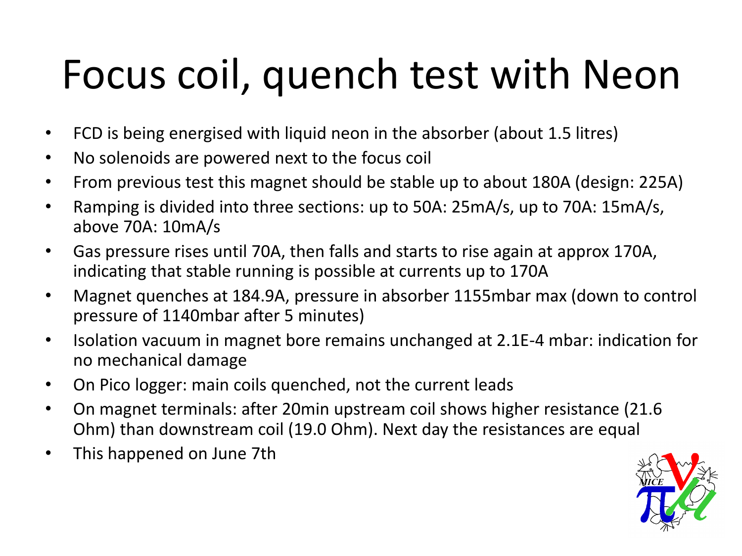# Focus coil, quench test with Neon

- FCD is being energised with liquid neon in the absorber (about 1.5 litres)
- No solenoids are powered next to the focus coil
- From previous test this magnet should be stable up to about 180A (design: 225A)
- Ramping is divided into three sections: up to 50A: 25mA/s, up to 70A: 15mA/s, above 70A: 10mA/s
- Gas pressure rises until 70A, then falls and starts to rise again at approx 170A, indicating that stable running is possible at currents up to 170A
- Magnet quenches at 184.9A, pressure in absorber 1155mbar max (down to control pressure of 1140mbar after 5 minutes)
- Isolation vacuum in magnet bore remains unchanged at 2.1E-4 mbar: indication for no mechanical damage
- On Pico logger: main coils quenched, not the current leads
- On magnet terminals: after 20min upstream coil shows higher resistance (21.6 Ohm) than downstream coil (19.0 Ohm). Next day the resistances are equal
- This happened on June 7th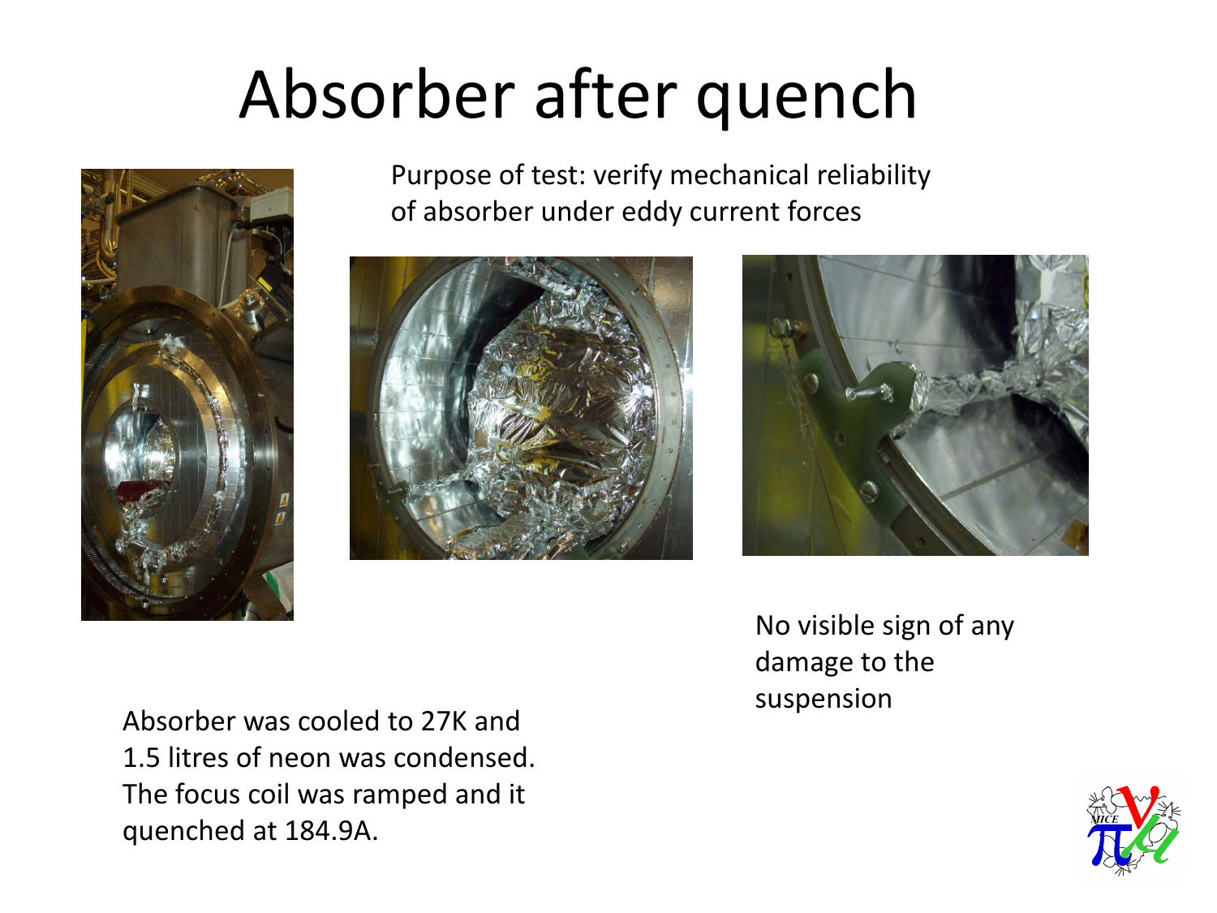# Absorber after quench

Purpose of test: verify mechanical reliability of absorber under eddy current forces

No visible sign of any damage to the suspension

Absorber was cooled to 27K and 1.5 litres of neon was condensed. The focus coil was ramped and it quenched at 184.9A.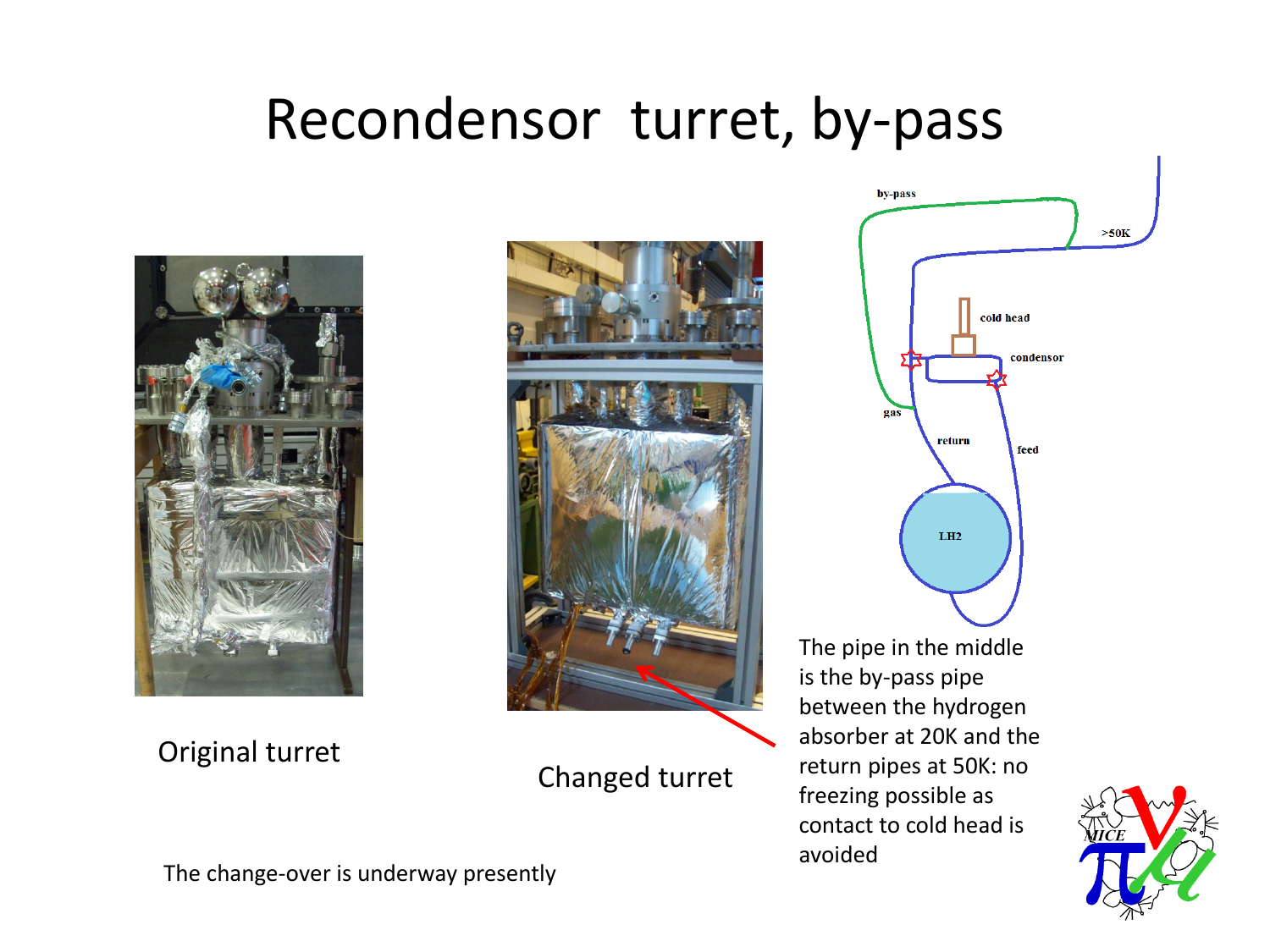# Recondensor turret, by-pass

Original turret

Changed turret

The pipe in the middle is the by-pass pipe between the hydrogen absorber at 20K and the return pipes at 50K: no freezing possible as contact to cold head is avoided

The change-over is underway presently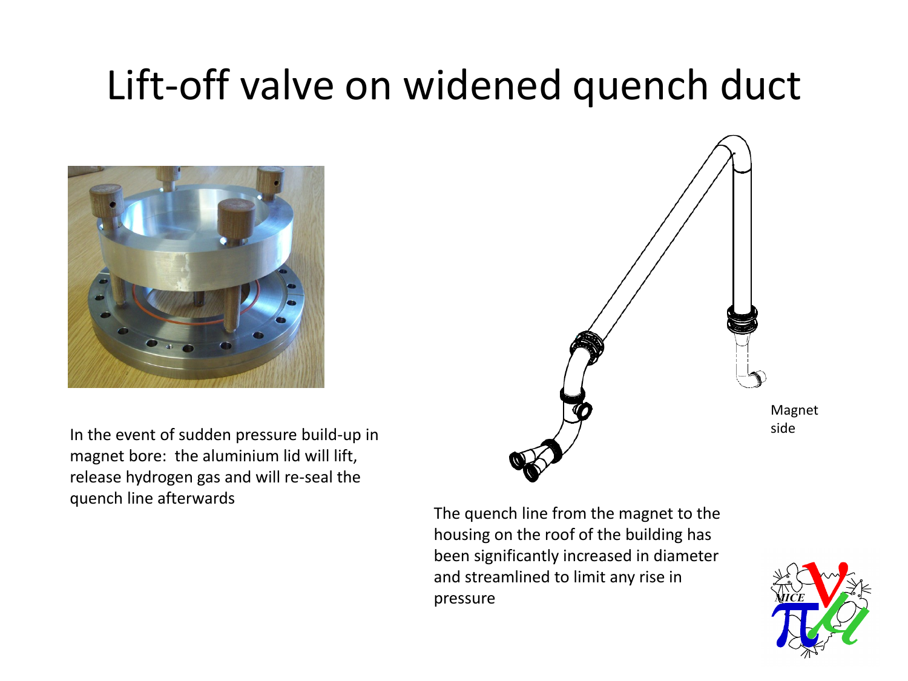# Lift-off valve on widened quench duct

In the event of sudden pressure build-up in magnet bore: the aluminium lid will lift, release hydrogen gas and will re-seal the quench line afterwards

Magnet side

The quench line from the magnet to the housing on the roof of the building has been significantly increased in diameter and streamlined to limit any rise in pressure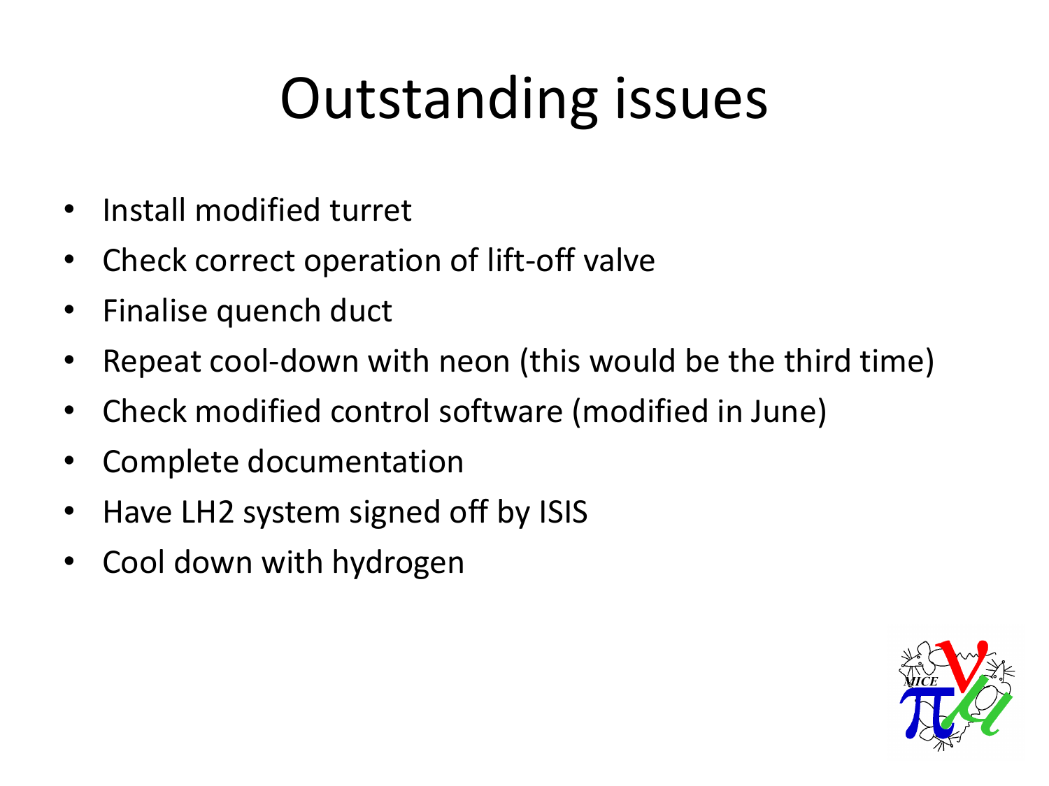# Outstanding issues

- Install modified turret
- Check correct operation of lift-off valve
- Finalise quench duct
- Repeat cool-down with neon (this would be the third time)
- Check modified control software (modified in June)
- Complete documentation
- Have LH2 system signed off by ISIS
- Cool down with hydrogen